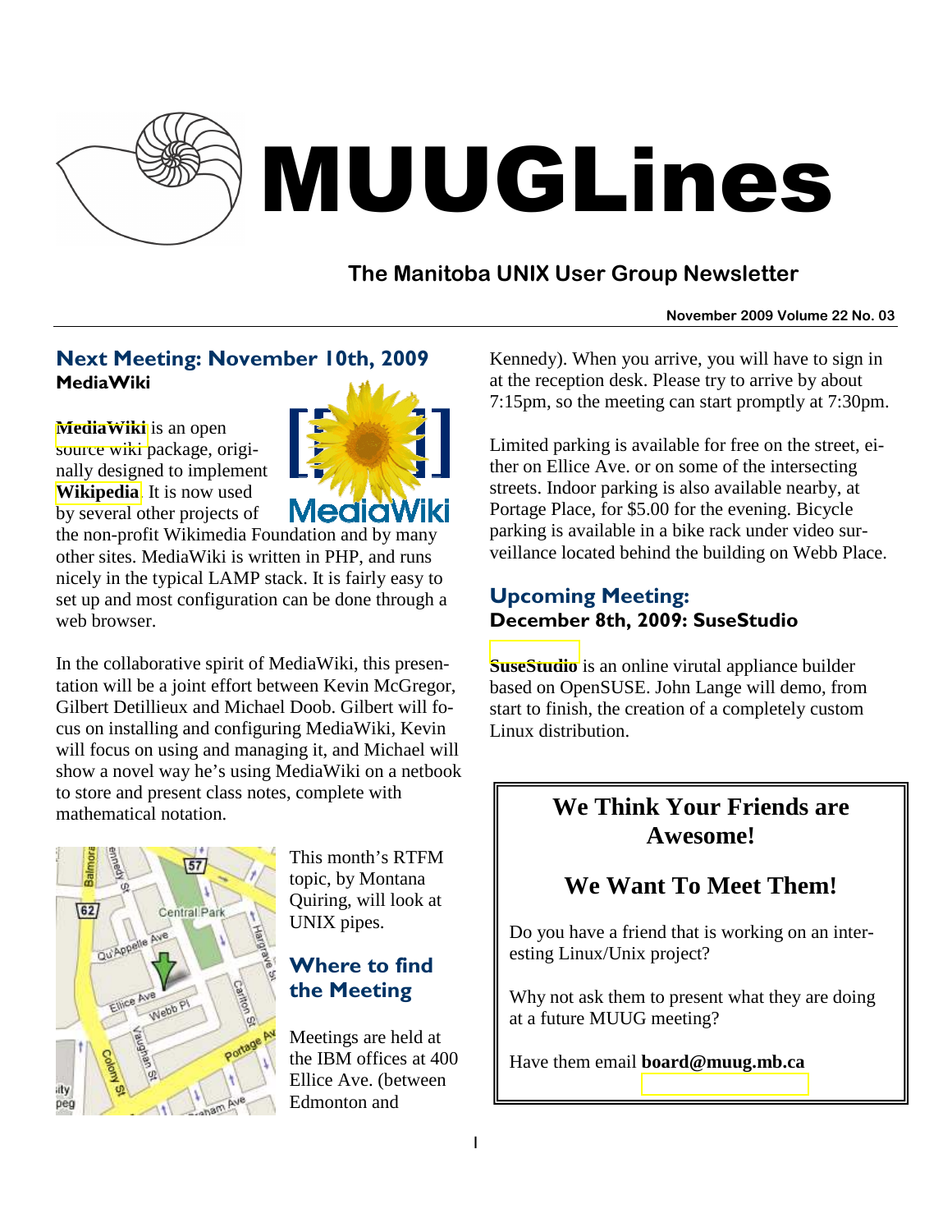# MUUGLines

## The Manitoba UNIX User Group Newsletter

**November 2009 Volume 22 No. 03**

## Next Meeting: November 10th, 2009

### MediaWiki

**MediaWiki** is an open source wiki package, originally designed to implement **Wikipedia**. It is now used by several other projects of the non-profit Wikimedia Foundation and by many other sites. MediaWiki is written in PHP, and runs nicely in the typical LAMP stack. It is fairly easy to set up and most configuration can be done through a web browser.

In the collaborative spirit of MediaWiki, this presentation will be a joint effort between Kevin McGregor, Gilbert Detillieux and Michael Doob. Gilbert will focus on installing and configuring MediaWiki, Kevin will focus on using and managing it, and Michael will show a novel way he's using MediaWiki on a netbook to store and present class notes, complete with mathematical notation.

This month's RTFM topic, by Montana Quiring, will look at UNIX pipes.

## Where to find the Meeting

Meetings are held at the IBM offices at 400 Ellice Ave. (between Edmonton and Kennedy). When you arrive, you will have to sign in at the reception desk. Please try to arrive by about 7:15pm, so the meeting can start promptly at 7:30pm.

Limited parking is available for free on the street, either on Ellice Ave. or on some of the intersecting streets. Indoor parking is also available nearby, at Portage Place, for $5.00 for the evening. Bicycle parking is available in a bike rack under video surveillance located behind the building on Webb Place.

## Upcoming Meeting:

### December 8th, 2009: SuseStudio

**SuseStudio** is an online virutal appliance builder based on OpenSUSE. John Lange will demo, from start to finish, the creation of a completely custom Linux distribution.

---

**We Think Your Friends are Awesome!**

**We Want To Meet Them!**

Do you have a friend that is working on an interesting Linux/Unix project?

Why not ask them to present what they are doing at a future MUUG meeting?

Have them email **board@muug.mb.ca**

---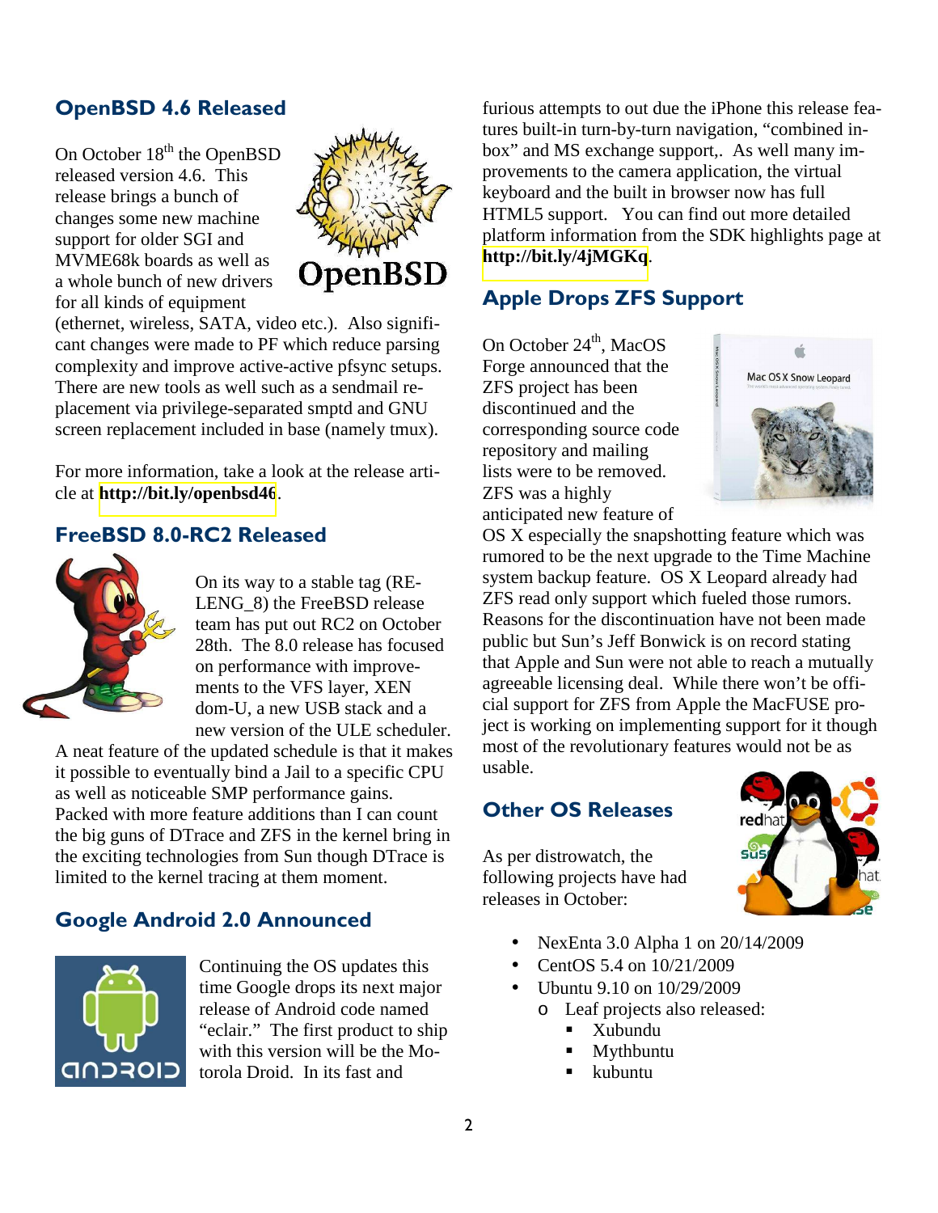## OpenBSD 4.6 Released

On October 18th the OpenBSD released version 4.6. This release brings a bunch of changes some new machine support for older SGI and MVME68k boards as well as a whole bunch of new drivers for all kinds of equipment (ethernet, wireless, SATA, video etc.). Also significant changes were made to PF which reduce parsing complexity and improve active-active pfsync setups. There are new tools as well such as a sendmail replacement via privilege-separated smptd and GNU screen replacement included in base (namely tmux).

For more information, take a look at the release article at **http://bit.ly/openbsd46**.

## FreeBSD 8.0-RC2 Released

On its way to a stable tag (RELENG_8) the FreeBSD release team has put out RC2 on October 28th. The 8.0 release has focused on performance with improvements to the VFS layer, XEN dom-U, a new USB stack and a new version of the ULE scheduler. A neat feature of the updated schedule is that it makes it possible to eventually bind a Jail to a specific CPU as well as noticeable SMP performance gains. Packed with more feature additions than I can count the big guns of DTrace and ZFS in the kernel bring in the exciting technologies from Sun though DTrace is limited to the kernel tracing at them moment.

## Google Android 2.0 Announced

Continuing the OS updates this time Google drops its next major release of Android code named "eclair." The first product to ship with this version will be the Motorola Droid. In its fast and furious attempts to out due the iPhone this release features built-in turn-by-turn navigation, "combined inbox" and MS exchange support,. As well many improvements to the camera application, the virtual keyboard and the built in browser now has full HTML5 support. You can find out more detailed platform information from the SDK highlights page at **http://bit.ly/4jMGKq**.

## Apple Drops ZFS Support

On October 24th, MacOS Forge announced that the ZFS project has been discontinued and the corresponding source code repository and mailing lists were to be removed. ZFS was a highly anticipated new feature of OS X especially the snapshotting feature which was rumored to be the next upgrade to the Time Machine system backup feature. OS X Leopard already had ZFS read only support which fueled those rumors. Reasons for the discontinuation have not been made public but Sun's Jeff Bonwick is on record stating that Apple and Sun were not able to reach a mutually agreeable licensing deal. While there won't be official support for ZFS from Apple the MacFUSE project is working on implementing support for it though most of the revolutionary features would not be as usable.

## Other OS Releases

As per distrowatch, the following projects have had releases in October:

- NexEnta 3.0 Alpha 1 on 20/14/2009
- CentOS 5.4 on 10/21/2009
- Ubuntu 9.10 on 10/29/2009
  - Leaf projects also released:
    - Xubundu
    - Mythbuntu
    - kubuntu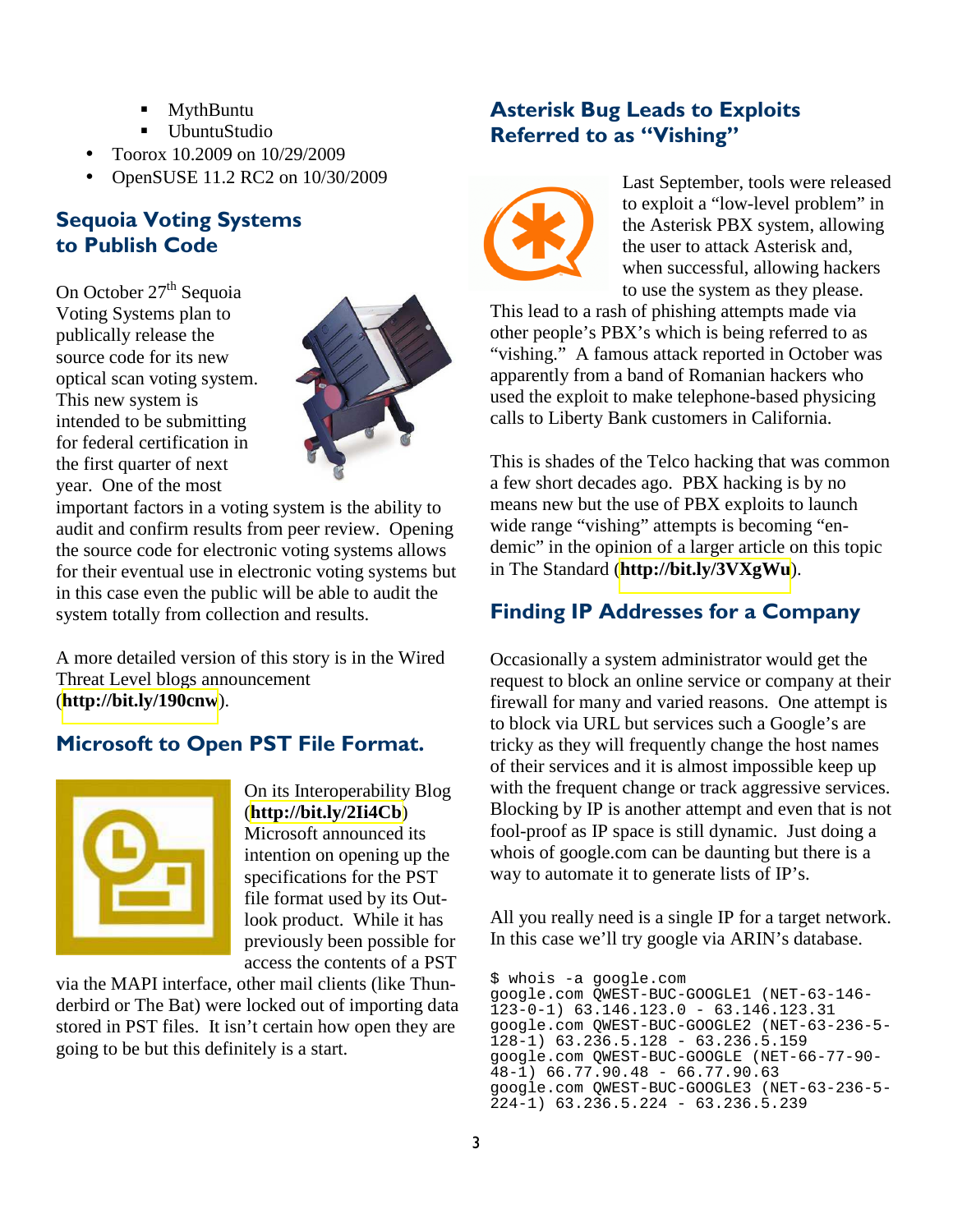- MythBuntu
- UbuntuStudio

- Toorox 10.2009 on 10/29/2009
- OpenSUSE 11.2 RC2 on 10/30/2009

## Sequoia Voting Systems to Publish Code

On October 27th Sequoia Voting Systems plan to publically release the source code for its new optical scan voting system. This new system is intended to be submitting for federal certification in the first quarter of next year. One of the most important factors in a voting system is the ability to audit and confirm results from peer review. Opening the source code for electronic voting systems allows for their eventual use in electronic voting systems but in this case even the public will be able to audit the system totally from collection and results.

A more detailed version of this story is in the Wired Threat Level blogs announcement (**http://bit.ly/190cnw**).

## Microsoft to Open PST File Format.

On its Interoperability Blog (**http://bit.ly/2Ii4Cb**) Microsoft announced its intention on opening up the specifications for the PST file format used by its Outlook product. While it has previously been possible for access the contents of a PST via the MAPI interface, other mail clients (like Thunderbird or The Bat) were locked out of importing data stored in PST files. It isn't certain how open they are going to be but this definitely is a start.

## Asterisk Bug Leads to Exploits Referred to as "Vishing"

Last September, tools were released to exploit a "low-level problem" in the Asterisk PBX system, allowing the user to attack Asterisk and, when successful, allowing hackers to use the system as they please. This lead to a rash of phishing attempts made via other people's PBX's which is being referred to as "vishing." A famous attack reported in October was apparently from a band of Romanian hackers who used the exploit to make telephone-based physicing calls to Liberty Bank customers in California.

This is shades of the Telco hacking that was common a few short decades ago. PBX hacking is by no means new but the use of PBX exploits to launch wide range "vishing" attempts is becoming "endemic" in the opinion of a larger article on this topic in The Standard (**http://bit.ly/3VXgWu**).

## Finding IP Addresses for a Company

Occasionally a system administrator would get the request to block an online service or company at their firewall for many and varied reasons. One attempt is to block via URL but services such a Google's are tricky as they will frequently change the host names of their services and it is almost impossible keep up with the frequent change or track aggressive services. Blocking by IP is another attempt and even that is not fool-proof as IP space is still dynamic. Just doing a whois of google.com can be daunting but there is a way to automate it to generate lists of IP's.

All you really need is a single IP for a target network. In this case we'll try google via ARIN's database.

```
$ whois -a google.com
google.com QWEST-BUC-GOOGLE1 (NET-63-146-
123-0-1) 63.146.123.0 - 63.146.123.31
google.com QWEST-BUC-GOOGLE2 (NET-63-236-5-
128-1) 63.236.5.128 - 63.236.5.159
google.com QWEST-BUC-GOOGLE (NET-66-77-90-
48-1) 66.77.90.48 - 66.77.90.63
google.com QWEST-BUC-GOOGLE3 (NET-63-236-5-
224-1) 63.236.5.224 - 63.236.5.239
```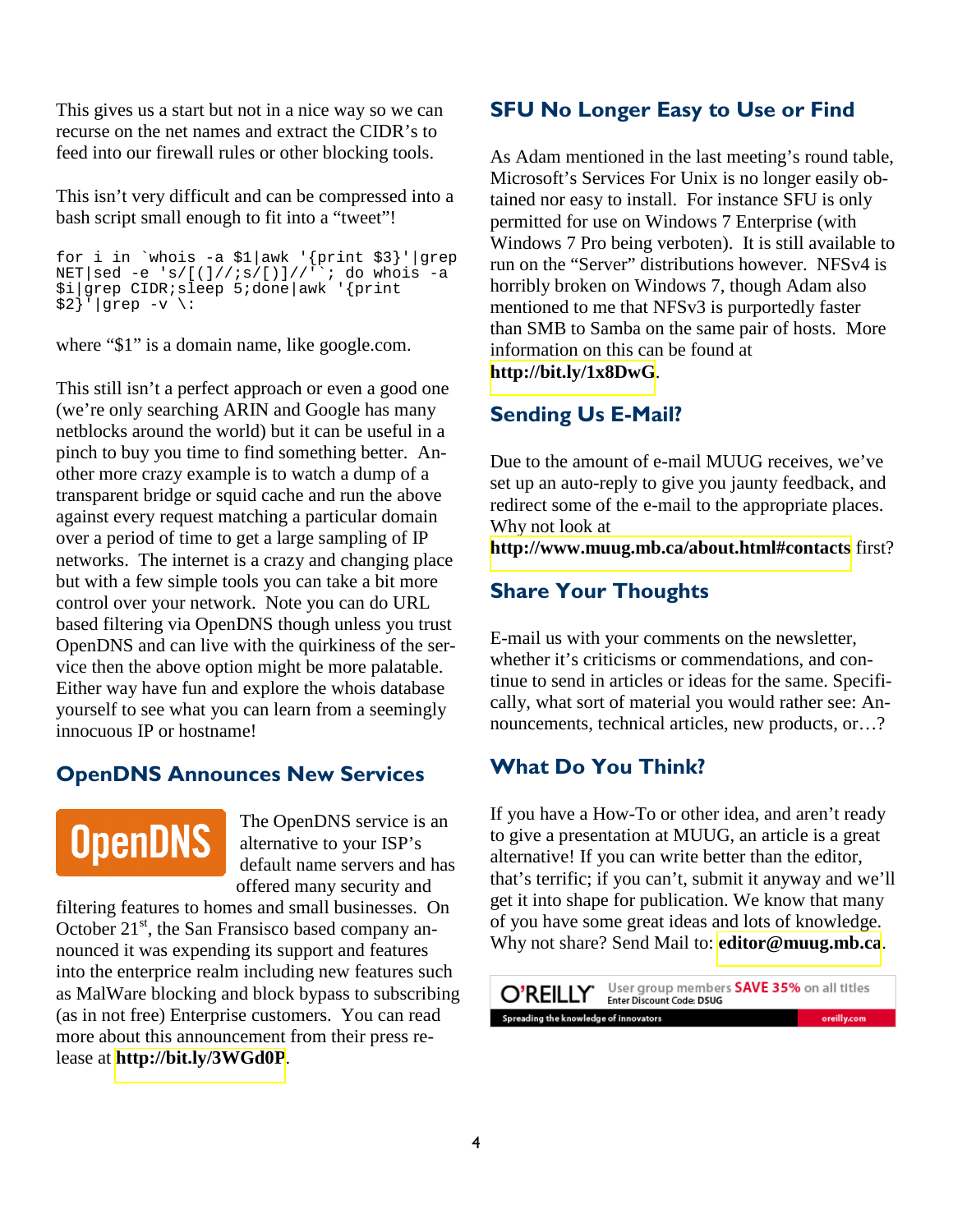This gives us a start but not in a nice way so we can recurse on the net names and extract the CIDR's to feed into our firewall rules or other blocking tools.

This isn't very difficult and can be compressed into a bash script small enough to fit into a "tweet"!

```
for i in `whois -a $1|awk '{print $3}'|grep
NET|sed -e 's/[(]//;s/[)]//'`; do whois -a
$i|grep CIDR;sleep 5;done|awk '{print
$2}'|grep -v \:
```

where "$1" is a domain name, like google.com.

This still isn't a perfect approach or even a good one (we're only searching ARIN and Google has many netblocks around the world) but it can be useful in a pinch to buy you time to find something better. Another more crazy example is to watch a dump of a transparent bridge or squid cache and run the above against every request matching a particular domain over a period of time to get a large sampling of IP networks. The internet is a crazy and changing place but with a few simple tools you can take a bit more control over your network. Note you can do URL based filtering via OpenDNS though unless you trust OpenDNS and can live with the quirkiness of the service then the above option might be more palatable. Either way have fun and explore the whois database yourself to see what you can learn from a seemingly innocuous IP or hostname!

## OpenDNS Announces New Services

OpenDNS

The OpenDNS service is an alternative to your ISP's default name servers and has offered many security and filtering features to homes and small businesses. On October 21st, the San Fransisco based company announced it was expending its support and features into the enterprise realm including new features such as MalWare blocking and block bypass to subscribing (as in not free) Enterprise customers. You can read more about this announcement from their press release at **http://bit.ly/3WGd0P**.

## SFU No Longer Easy to Use or Find

As Adam mentioned in the last meeting's round table, Microsoft's Services For Unix is no longer easily obtained nor easy to install. For instance SFU is only permitted for use on Windows 7 Enterprise (with Windows 7 Pro being verboten). It is still available to run on the "Server" distributions however. NFSv4 is horribly broken on Windows 7, though Adam also mentioned to me that NFSv3 is purportedly faster than SMB to Samba on the same pair of hosts. More information on this can be found at **http://bit.ly/1x8DwG**.

## Sending Us E-Mail?

Due to the amount of e-mail MUUG receives, we've set up an auto-reply to give you jaunty feedback, and redirect some of the e-mail to the appropriate places. Why not look at **http://www.muug.mb.ca/about.html#contacts** first?

## Share Your Thoughts

E-mail us with your comments on the newsletter, whether it's criticisms or commendations, and continue to send in articles or ideas for the same. Specifically, what sort of material you would rather see: Announcements, technical articles, new products, or…?

## What Do You Think?

If you have a How-To or other idea, and aren't ready to give a presentation at MUUG, an article is a great alternative! If you can write better than the editor, that's terrific; if you can't, submit it anyway and we'll get it into shape for publication. We know that many of you have some great ideas and lots of knowledge. Why not share? Send Mail to: **editor@muug.mb.ca**.

O'REILLY — User group members SAVE 35% on all titles
Enter Discount Code: DSUG
Spreading the knowledge of innovators — oreilly.com